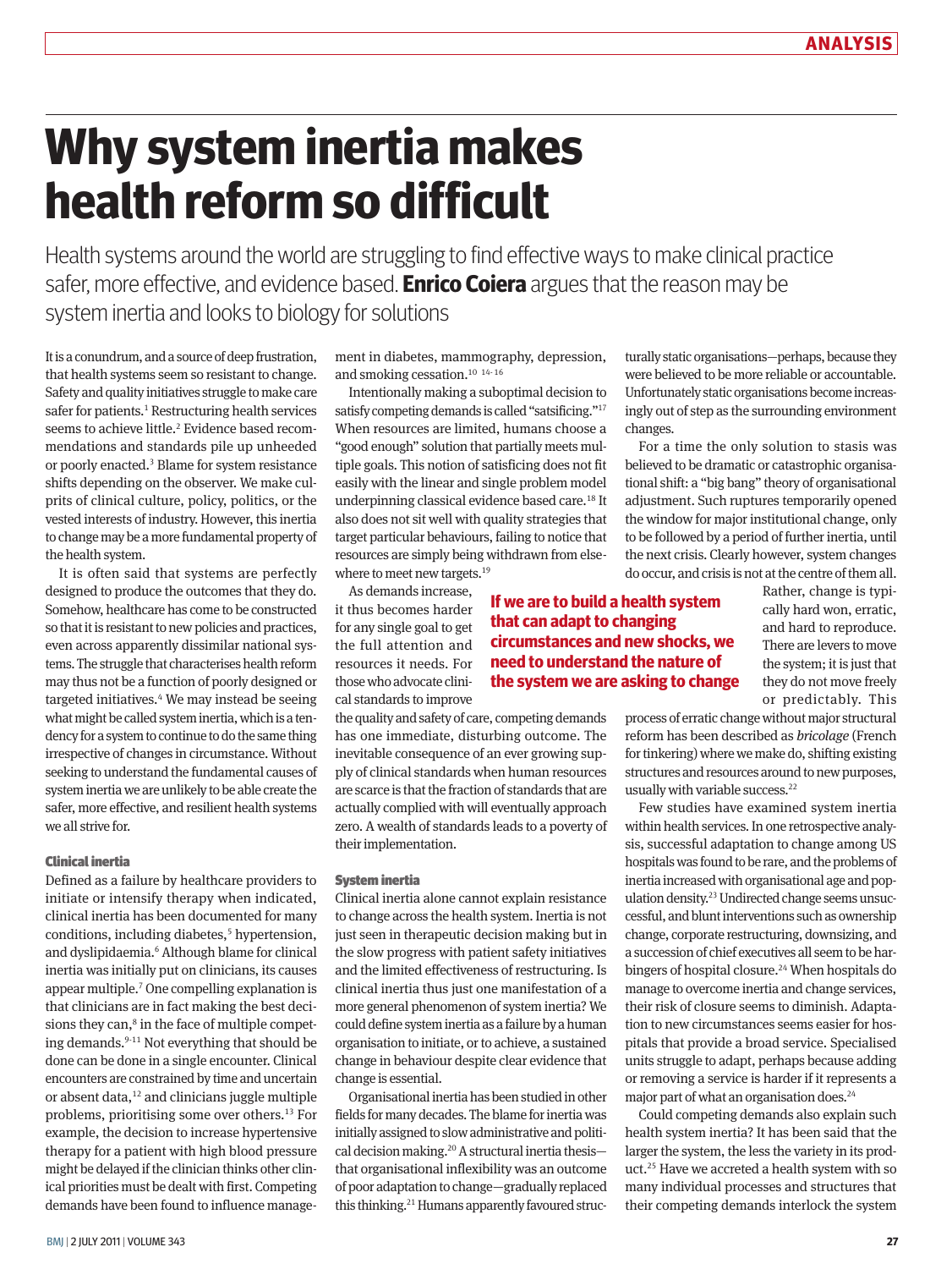# Why system inertia makes health reform so difficult

Health systems around the world are struggling to find effective ways to make clinical practice safer, more effective, and evidence based. **Enrico Coiera** argues that the reason may be system inertia and looks to biology for solutions

It is a conundrum, and a source of deep frustration, that health systems seem so resistant to change. Safety and quality initiatives struggle to make care safer for patients.[1] Restructuring health services seems to achieve little.[2] Evidence based recommendations and standards pile up unheeded or poorly enacted.[3] Blame for system resistance shifts depending on the observer. We make culprits of clinical culture, policy, politics, or the vested interests of industry. However, this inertia to change may be a more fundamental property of the health system.

It is often said that systems are perfectly designed to produce the outcomes that they do. Somehow, healthcare has come to be constructed so that it is resistant to new policies and practices, even across apparently dissimilar national systems. The struggle that characterises health reform may thus not be a function of poorly designed or targeted initiatives.[4] We may instead be seeing what might be called system inertia, which is a tendency for a system to continue to do the same thing irrespective of changes in circumstance. Without seeking to understand the fundamental causes of system inertia we are unlikely to be able create the safer, more effective, and resilient health systems we all strive for.

### Clinical inertia

Defined as a failure by healthcare providers to initiate or intensify therapy when indicated, clinical inertia has been documented for many conditions, including diabetes,[5] hypertension, and dyslipidaemia.[6] Although blame for clinical inertia was initially put on clinicians, its causes appear multiple.[7] One compelling explanation is that clinicians are in fact making the best decisions they can,[8] in the face of multiple competing demands.[9-11] Not everything that should be done can be done in a single encounter. Clinical encounters are constrained by time and uncertain or absent data,[12] and clinicians juggle multiple problems, prioritising some over others.[13] For example, the decision to increase hypertensive therapy for a patient with high blood pressure might be delayed if the clinician thinks other clinical priorities must be dealt with first. Competing demands have been found to influence management in diabetes, mammography, depression, and smoking cessation.[10 14-16]

Intentionally making a suboptimal decision to satisfy competing demands is called "satsificing."[17] When resources are limited, humans choose a "good enough" solution that partially meets multiple goals. This notion of satisficing does not fit easily with the linear and single problem model underpinning classical evidence based care.[18] It also does not sit well with quality strategies that target particular behaviours, failing to notice that resources are simply being withdrawn from elsewhere to meet new targets.[19]

As demands increase, it thus becomes harder for any single goal to get the full attention and resources it needs. For those who advocate clinical standards to improve the quality and safety of care, competing demands has one immediate, disturbing outcome. The inevitable consequence of an ever growing supply of clinical standards when human resources are scarce is that the fraction of standards that are actually complied with will eventually approach zero. A wealth of standards leads to a poverty of their implementation.

**If we are to build a health system that can adapt to changing circumstances and new shocks, we need to understand the nature of the system we are asking to change**

### System inertia

Clinical inertia alone cannot explain resistance to change across the health system. Inertia is not just seen in therapeutic decision making but in the slow progress with patient safety initiatives and the limited effectiveness of restructuring. Is clinical inertia thus just one manifestation of a more general phenomenon of system inertia? We could define system inertia as a failure by a human organisation to initiate, or to achieve, a sustained change in behaviour despite clear evidence that change is essential.

Organisational inertia has been studied in other fields for many decades. The blame for inertia was initially assigned to slow administrative and political decision making.[20] A structural inertia thesis—that organisational inflexibility was an outcome of poor adaptation to change—gradually replaced this thinking.[21] Humans apparently favoured structurally static organisations—perhaps, because they were believed to be more reliable or accountable. Unfortunately static organisations become increasingly out of step as the surrounding environment changes.

For a time the only solution to stasis was believed to be dramatic or catastrophic organisational shift: a "big bang" theory of organisational adjustment. Such ruptures temporarily opened the window for major institutional change, only to be followed by a period of further inertia, until the next crisis. Clearly however, system changes do occur, and crisis is not at the centre of them all. Rather, change is typically hard won, erratic, and hard to reproduce. There are levers to move the system; it is just that they do not move freely or predictably. This process of erratic change without major structural reform has been described as *bricolage* (French for tinkering) where we make do, shifting existing structures and resources around to new purposes, usually with variable success.[22]

Few studies have examined system inertia within health services. In one retrospective analysis, successful adaptation to change among US hospitals was found to be rare, and the problems of inertia increased with organisational age and population density.[23] Undirected change seems unsuccessful, and blunt interventions such as ownership change, corporate restructuring, downsizing, and a succession of chief executives all seem to be harbingers of hospital closure.[24] When hospitals do manage to overcome inertia and change services, their risk of closure seems to diminish. Adaptation to new circumstances seems easier for hospitals that provide a broad service. Specialised units struggle to adapt, perhaps because adding or removing a service is harder if it represents a major part of what an organisation does.[24]

Could competing demands also explain such health system inertia? It has been said that the larger the system, the less the variety in its product.[25] Have we accreted a health system with so many individual processes and structures that their competing demands interlock the system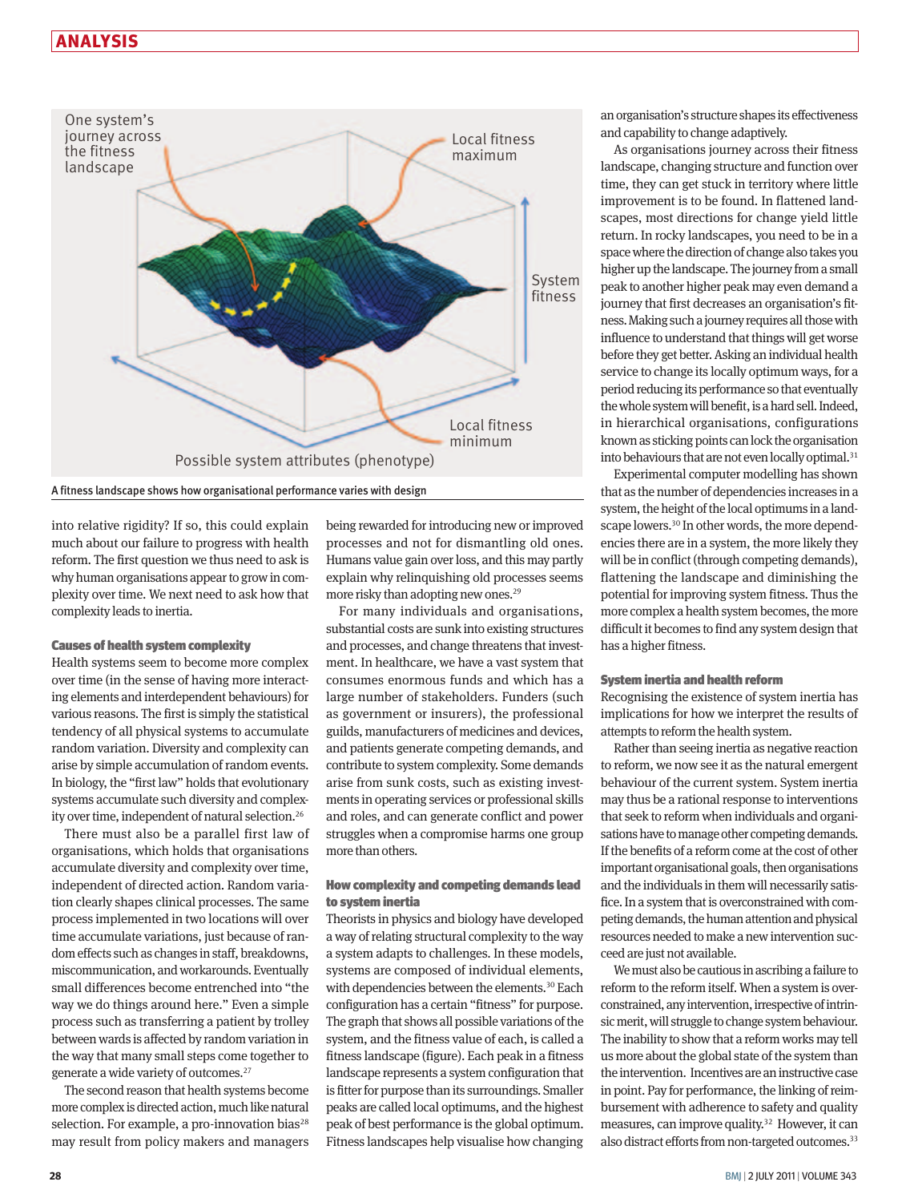A fitness landscape shows how organisational performance varies with design

into relative rigidity? If so, this could explain much about our failure to progress with health reform. The first question we thus need to ask is why human organisations appear to grow in complexity over time. We next need to ask how that complexity leads to inertia.

### Causes of health system complexity

Health systems seem to become more complex over time (in the sense of having more interacting elements and interdependent behaviours) for various reasons. The first is simply the statistical tendency of all physical systems to accumulate random variation. Diversity and complexity can arise by simple accumulation of random events. In biology, the "first law" holds that evolutionary systems accumulate such diversity and complexity over time, independent of natural selection.[26]

There must also be a parallel first law of organisations, which holds that organisations accumulate diversity and complexity over time, independent of directed action. Random variation clearly shapes clinical processes. The same process implemented in two locations will over time accumulate variations, just because of random effects such as changes in staff, breakdowns, miscommunication, and workarounds. Eventually small differences become entrenched into "the way we do things around here." Even a simple process such as transferring a patient by trolley between wards is affected by random variation in the way that many small steps come together to generate a wide variety of outcomes.[27]

The second reason that health systems become more complex is directed action, much like natural selection. For example, a pro-innovation bias[28] may result from policy makers and managers being rewarded for introducing new or improved processes and not for dismantling old ones. Humans value gain over loss, and this may partly explain why relinquishing old processes seems more risky than adopting new ones.[29]

For many individuals and organisations, substantial costs are sunk into existing structures and processes, and change threatens that investment. In healthcare, we have a vast system that consumes enormous funds and which has a large number of stakeholders. Funders (such as government or insurers), the professional guilds, manufacturers of medicines and devices, and patients generate competing demands, and contribute to system complexity. Some demands arise from sunk costs, such as existing investments in operating services or professional skills and roles, and can generate conflict and power struggles when a compromise harms one group more than others.

### How complexity and competing demands lead to system inertia

Theorists in physics and biology have developed a way of relating structural complexity to the way a system adapts to challenges. In these models, systems are composed of individual elements, with dependencies between the elements.[30] Each configuration has a certain "fitness" for purpose. The graph that shows all possible variations of the system, and the fitness value of each, is called a fitness landscape (figure). Each peak in a fitness landscape represents a system configuration that is fitter for purpose than its surroundings. Smaller peaks are called local optimums, and the highest peak of best performance is the global optimum. Fitness landscapes help visualise how changing an organisation's structure shapes its effectiveness and capability to change adaptively.

As organisations journey across their fitness landscape, changing structure and function over time, they can get stuck in territory where little improvement is to be found. In flattened landscapes, most directions for change yield little return. In rocky landscapes, you need to be in a space where the direction of change also takes you higher up the landscape. The journey from a small peak to another higher peak may even demand a journey that first decreases an organisation's fitness. Making such a journey requires all those with influence to understand that things will get worse before they get better. Asking an individual health service to change its locally optimum ways, for a period reducing its performance so that eventually the whole system will benefit, is a hard sell. Indeed, in hierarchical organisations, configurations known as sticking points can lock the organisation into behaviours that are not even locally optimal.[31]

Experimental computer modelling has shown that as the number of dependencies increases in a system, the height of the local optimums in a landscape lowers.[30] In other words, the more dependencies there are in a system, the more likely they will be in conflict (through competing demands), flattening the landscape and diminishing the potential for improving system fitness. Thus the more complex a health system becomes, the more difficult it becomes to find any system design that has a higher fitness.

### System inertia and health reform

Recognising the existence of system inertia has implications for how we interpret the results of attempts to reform the health system.

Rather than seeing inertia as negative reaction to reform, we now see it as the natural emergent behaviour of the current system. System inertia may thus be a rational response to interventions that seek to reform when individuals and organisations have to manage other competing demands. If the benefits of a reform come at the cost of other important organisational goals, then organisations and the individuals in them will necessarily satisfice. In a system that is overconstrained with competing demands, the human attention and physical resources needed to make a new intervention succeed are just not available.

We must also be cautious in ascribing a failure to reform to the reform itself. When a system is overconstrained, any intervention, irrespective of intrinsic merit, will struggle to change system behaviour. The inability to show that a reform works may tell us more about the global state of the system than the intervention. Incentives are an instructive case in point. Pay for performance, the linking of reimbursement with adherence to safety and quality measures, can improve quality.[32] However, it can also distract efforts from non-targeted outcomes.[33]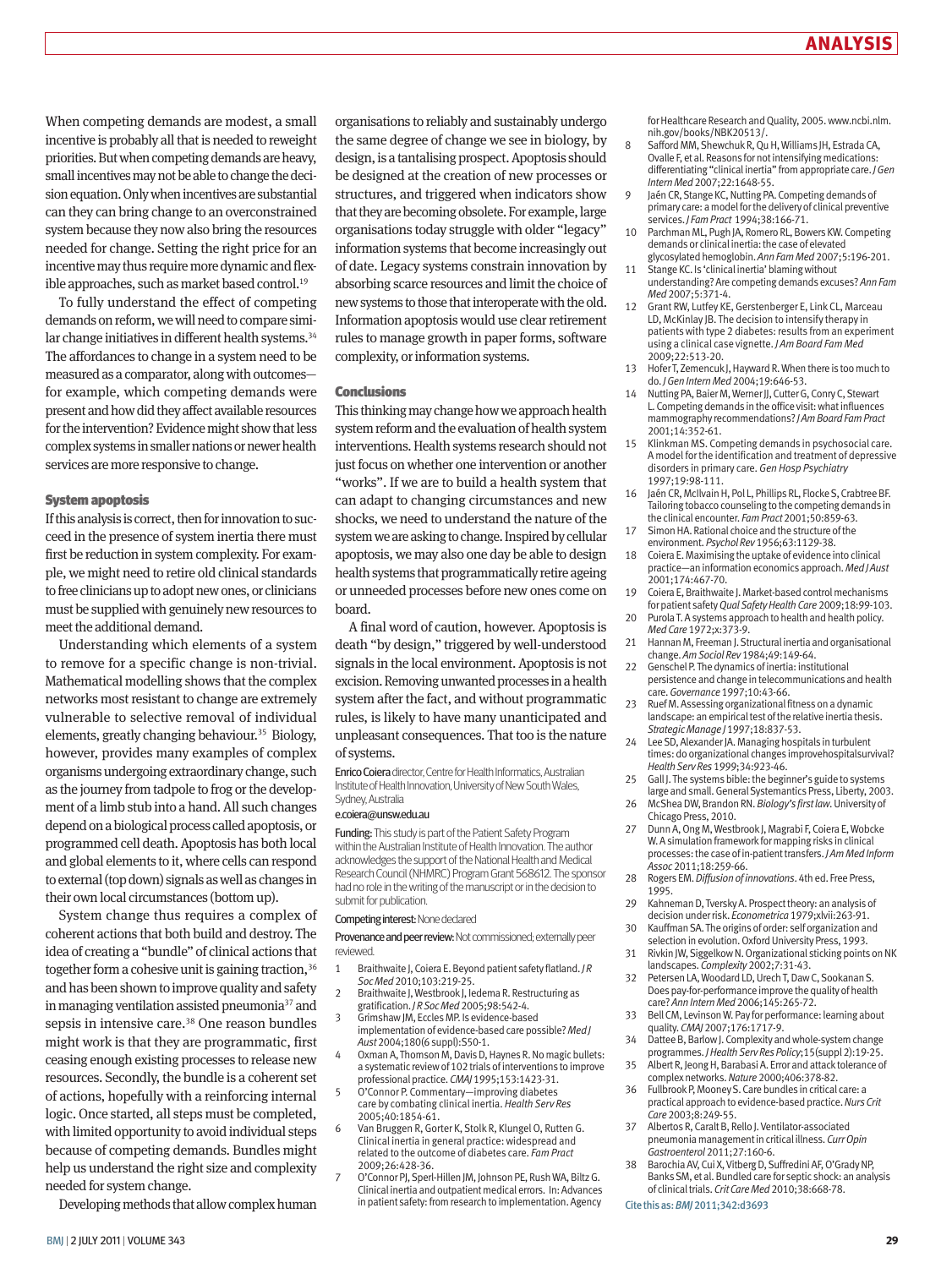When competing demands are modest, a small incentive is probably all that is needed to reweight priorities. But when competing demands are heavy, small incentives may not be able to change the decision equation. Only when incentives are substantial can they can bring change to an overconstrained system because they now also bring the resources needed for change. Setting the right price for an incentive may thus require more dynamic and flexible approaches, such as market based control.[19]

To fully understand the effect of competing demands on reform, we will need to compare similar change initiatives in different health systems.[34] The affordances to change in a system need to be measured as a comparator, along with outcomes—for example, which competing demands were present and how did they affect available resources for the intervention? Evidence might show that less complex systems in smaller nations or newer health services are more responsive to change.

## System apoptosis

If this analysis is correct, then for innovation to succeed in the presence of system inertia there must first be reduction in system complexity. For example, we might need to retire old clinical standards to free clinicians up to adopt new ones, or clinicians must be supplied with genuinely new resources to meet the additional demand.

Understanding which elements of a system to remove for a specific change is non-trivial. Mathematical modelling shows that the complex networks most resistant to change are extremely vulnerable to selective removal of individual elements, greatly changing behaviour.[35] Biology, however, provides many examples of complex organisms undergoing extraordinary change, such as the journey from tadpole to frog or the development of a limb stub into a hand. All such changes depend on a biological process called apoptosis, or programmed cell death. Apoptosis has both local and global elements to it, where cells can respond to external (top down) signals as well as changes in their own local circumstances (bottom up).

System change thus requires a complex of coherent actions that both build and destroy. The idea of creating a "bundle" of clinical actions that together form a cohesive unit is gaining traction,[36] and has been shown to improve quality and safety in managing ventilation assisted pneumonia[37] and sepsis in intensive care.[38] One reason bundles might work is that they are programmatic, first ceasing enough existing processes to release new resources. Secondly, the bundle is a coherent set of actions, hopefully with a reinforcing internal logic. Once started, all steps must be completed, with limited opportunity to avoid individual steps because of competing demands. Bundles might help us understand the right size and complexity needed for system change.

Developing methods that allow complex human organisations to reliably and sustainably undergo the same degree of change we see in biology, by design, is a tantalising prospect. Apoptosis should be designed at the creation of new processes or structures, and triggered when indicators show that they are becoming obsolete. For example, large organisations today struggle with older "legacy" information systems that become increasingly out of date. Legacy systems constrain innovation by absorbing scarce resources and limit the choice of new systems to those that interoperate with the old. Information apoptosis would use clear retirement rules to manage growth in paper forms, software complexity, or information systems.

## Conclusions

This thinking may change how we approach health system reform and the evaluation of health system interventions. Health systems research should not just focus on whether one intervention or another "works". If we are to build a health system that can adapt to changing circumstances and new shocks, we need to understand the nature of the system we are asking to change. Inspired by cellular apoptosis, we may also one day be able to design health systems that programmatically retire ageing or unneeded processes before new ones come on board.

A final word of caution, however. Apoptosis is death "by design," triggered by well-understood signals in the local environment. Apoptosis is not excision. Removing unwanted processes in a health system after the fact, and without programmatic rules, is likely to have many unanticipated and unpleasant consequences. That too is the nature of systems.

**Enrico Coiera** director, Centre for Health Informatics, Australian Institute of Health Innovation, University of New South Wales, Sydney, Australia

e.coiera@unsw.edu.au

**Funding:** This study is part of the Patient Safety Program within the Australian Institute of Health Innovation. The author acknowledges the support of the National Health and Medical Research Council (NHMRC) Program Grant 568612. The sponsor had no role in the writing of the manuscript or in the decision to submit for publication.

**Competing interest:** None declared

**Provenance and peer review:** Not commissioned; externally peer reviewed.

1. Braithwaite J, Coiera E. Beyond patient safety flatland. *J R Soc Med* 2010;103:219-25.
2. Braithwaite J, Westbrook J, Iedema R. Restructuring as gratification. *J R Soc Med* 2005;98:542-4.
3. Grimshaw JM, Eccles MP. Is evidence-based implementation of evidence-based care possible? *Med J Aust* 2004;180(6 suppl):S50-1.
4. Oxman A, Thomson M, Davis D, Haynes R. No magic bullets: a systematic review of 102 trials of interventions to improve professional practice. *CMAJ* 1995;153:1423-31.
5. O'Connor P. Commentary—improving diabetes care by combating clinical inertia. *Health Serv Res* 2005;40:1854-61.
6. Van Bruggen R, Gorter K, Stolk R, Klungel O, Rutten G. Clinical inertia in general practice: widespread and related to the outcome of diabetes care. *Fam Pract* 2009;26:428-36.
7. O'Connor PJ, Sperl-Hillen JM, Johnson PE, Rush WA, Biltz G. Clinical inertia and outpatient medical errors. In: Advances in patient safety: from research to implementation. Agency for Healthcare Research and Quality, 2005. www.ncbi.nlm.nih.gov/books/NBK20513/.
8. Safford MM, Shewchuk R, Qu H, Williams JH, Estrada CA, Ovalle F, et al. Reasons for not intensifying medications: differentiating "clinical inertia" from appropriate care. *J Gen Intern Med* 2007;22:1648-55.
9. Jaén CR, Stange KC, Nutting PA. Competing demands of primary care: a model for the delivery of clinical preventive services. *J Fam Pract* 1994;38:166-71.
10. Parchman ML, Pugh JA, Romero RL, Bowers KW. Competing demands or clinical inertia: the case of elevated glycosylated hemoglobin. *Ann Fam Med* 2007;5:196-201.
11. Stange KC. Is 'clinical inertia' blaming without understanding? Are competing demands excuses? *Ann Fam Med* 2007;5:371-4.
12. Grant RW, Lutfey KE, Gerstenberger E, Link CL, Marceau LD, McKinlay JB. The decision to intensify therapy in patients with type 2 diabetes: results from an experiment using a clinical case vignette. *J Am Board Fam Med* 2009;22:513-20.
13. Hofer T, Zemencuk J, Hayward R. When there is too much to do. *J Gen Intern Med* 2004;19:646-53.
14. Nutting PA, Baier M, Werner JJ, Cutter G, Conry C, Stewart L. Competing demands in the office visit: what influences mammography recommendations? *J Am Board Fam Pract* 2001;14:352-61.
15. Klinkman MS. Competing demands in psychosocial care. A model for the identification and treatment of depressive disorders in primary care. *Gen Hosp Psychiatry* 1997;19:98-111.
16. Jaén CR, McIlvain H, Pol L, Phillips RL, Flocke S, Crabtree BF. Tailoring tobacco counseling to the competing demands in the clinical encounter. *Fam Pract* 2001;50:859-63.
17. Simon HA. Rational choice and the structure of the environment. *Psychol Rev* 1956;63:1129-38.
18. Coiera E. Maximising the uptake of evidence into clinical practice—an information economics approach. *Med J Aust* 2001;174:467-70.
19. Coiera E, Braithwaite J. Market-based control mechanisms for patient safety *Qual Safety Health Care* 2009;18:99-103.
20. Purola T. A systems approach to health and health policy. *Med Care* 1972;x:373-9.
21. Hannan M, Freeman J. Structural inertia and organisational change. *Am Sociol Rev* 1984;49:149-64.
22. Genschel P. The dynamics of inertia: institutional persistence and change in telecommunications and health care. *Governance* 1997;10:43-66.
23. Ruef M. Assessing organizational fitness on a dynamic landscape: an empirical test of the relative inertia thesis. *Strategic Manage J* 1997;18:837-53.
24. Lee SD, Alexander JA. Managing hospitals in turbulent times: do organizational changes improvehospitalsurvival? *Health Serv Res* 1999;34:923-46.
25. Gall J. The systems bible: the beginner's guide to systems large and small. General Systemantics Press, Liberty, 2003.
26. McShea DW, Brandon RN. *Biology's first law*. University of Chicago Press, 2010.
27. Dunn A, Ong M, Westbrook J, Magrabi F, Coiera E, Wobcke W. A simulation framework for mapping risks in clinical processes: the case of in-patient transfers. *J Am Med Inform Assoc* 2011;18:259-66.
28. Rogers EM. *Diffusion of innovations*. 4th ed. Free Press, 1995.
29. Kahneman D, Tversky A. Prospect theory: an analysis of decision under risk. *Econometrica* 1979;xlvii:263-91.
30. Kauffman SA. The origins of order: self organization and selection in evolution. Oxford University Press, 1993.
31. Rivkin JW, Siggelkow N. Organizational sticking points on NK landscapes. *Complexity* 2002;7:31-43.
32. Petersen LA, Woodard LD, Urech T, Daw C, Sookanan S. Does pay-for-performance improve the quality of health care? *Ann Intern Med* 2006;145:265-72.
33. Bell CM, Levinson W. Pay for performance: learning about quality. *CMAJ* 2007;176:1717-9.
34. Dattee B, Barlow J. Complexity and whole-system change programmes. *J Health Serv Res Policy*;15(suppl 2):19-25.
35. Albert R, Jeong H, Barabasi A. Error and attack tolerance of complex networks. *Nature* 2000;406:378-82.
36. Fullbrook P, Mooney S. Care bundles in critical care: a practical approach to evidence-based practice. *Nurs Crit Care* 2003;8:249-55.
37. Albertos R, Caralt B, Rello J. Ventilator-associated pneumonia management in critical illness. *Curr Opin Gastroenterol* 2011;27:160-6.
38. Barochia AV, Cui X, Vitberg D, Suffredini AF, O'Grady NP, Banks SM, et al. Bundled care for septic shock: an analysis of clinical trials. *Crit Care Med* 2010;38:668-78.

Cite this as: *BMJ* 2011;342:d3693